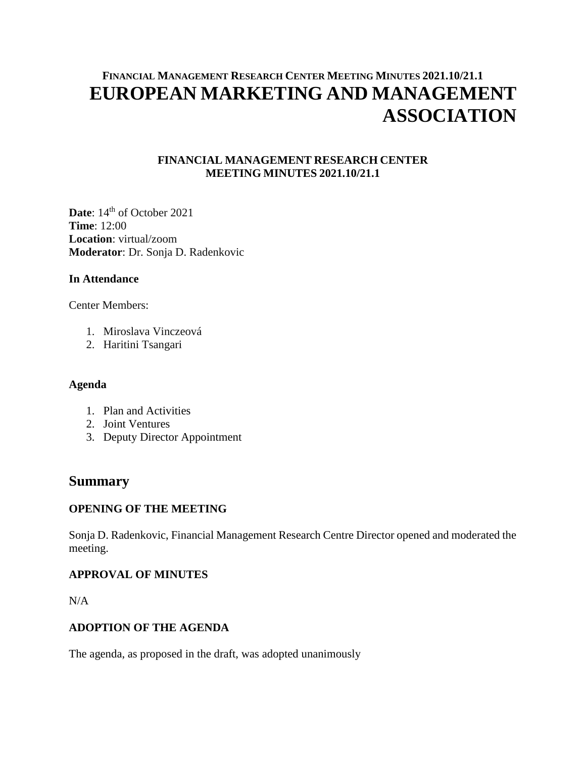# EUROPEAN MARKETING AND MANAGEMENT ASSOCIATION

## FINANCIAL MANAGEMENT RESEARCH CENTER MEETING MINUTES 2021.10/21.1

**Date**: 14th of October 2021
**Time**: 12:00
**Location**: virtual/zoom
**Moderator**: Dr. Sonja D. Radenkovic

**In Attendance**

Center Members:

1. Miroslava Vinczeová
2. Haritini Tsangari

**Agenda**

1. Plan and Activities
2. Joint Ventures
3. Deputy Director Appointment

## Summary

**OPENING OF THE MEETING**

Sonja D. Radenkovic, Financial Management Research Centre Director opened and moderated the meeting.

**APPROVAL OF MINUTES**

N/A

**ADOPTION OF THE AGENDA**

The agenda, as proposed in the draft, was adopted unanimously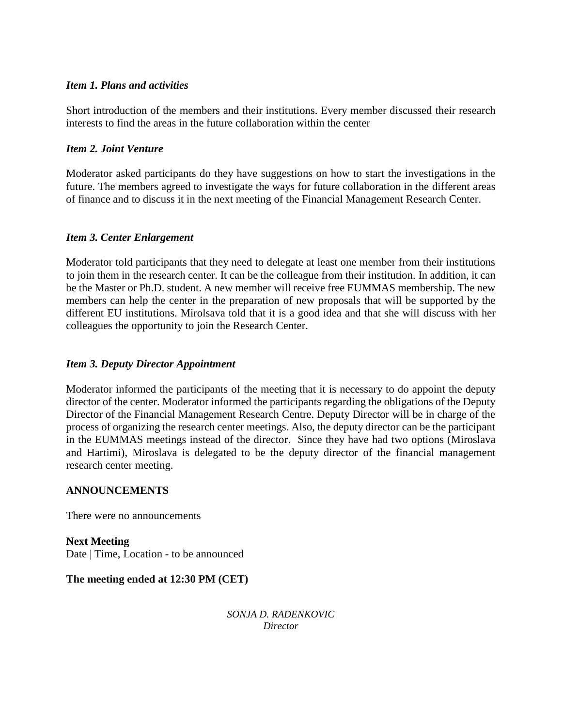*Item 1. Plans and activities*

Short introduction of the members and their institutions. Every member discussed their research interests to find the areas in the future collaboration within the center

*Item 2. Joint Venture*

Moderator asked participants do they have suggestions on how to start the investigations in the future. The members agreed to investigate the ways for future collaboration in the different areas of finance and to discuss it in the next meeting of the Financial Management Research Center.

*Item 3. Center Enlargement*

Moderator told participants that they need to delegate at least one member from their institutions to join them in the research center. It can be the colleague from their institution. In addition, it can be the Master or Ph.D. student. A new member will receive free EUMMAS membership. The new members can help the center in the preparation of new proposals that will be supported by the different EU institutions. Mirolsava told that it is a good idea and that she will discuss with her colleagues the opportunity to join the Research Center.

*Item 3. Deputy Director Appointment*

Moderator informed the participants of the meeting that it is necessary to do appoint the deputy director of the center. Moderator informed the participants regarding the obligations of the Deputy Director of the Financial Management Research Centre. Deputy Director will be in charge of the process of organizing the research center meetings. Also, the deputy director can be the participant in the EUMMAS meetings instead of the director. Since they have had two options (Miroslava and Hartimi), Miroslava is delegated to be the deputy director of the financial management research center meeting.

**ANNOUNCEMENTS**

There were no announcements

**Next Meeting**
Date | Time, Location - to be announced

**The meeting ended at 12:30 PM (CET)**

*SONJA D. RADENKOVIC*
*Director*